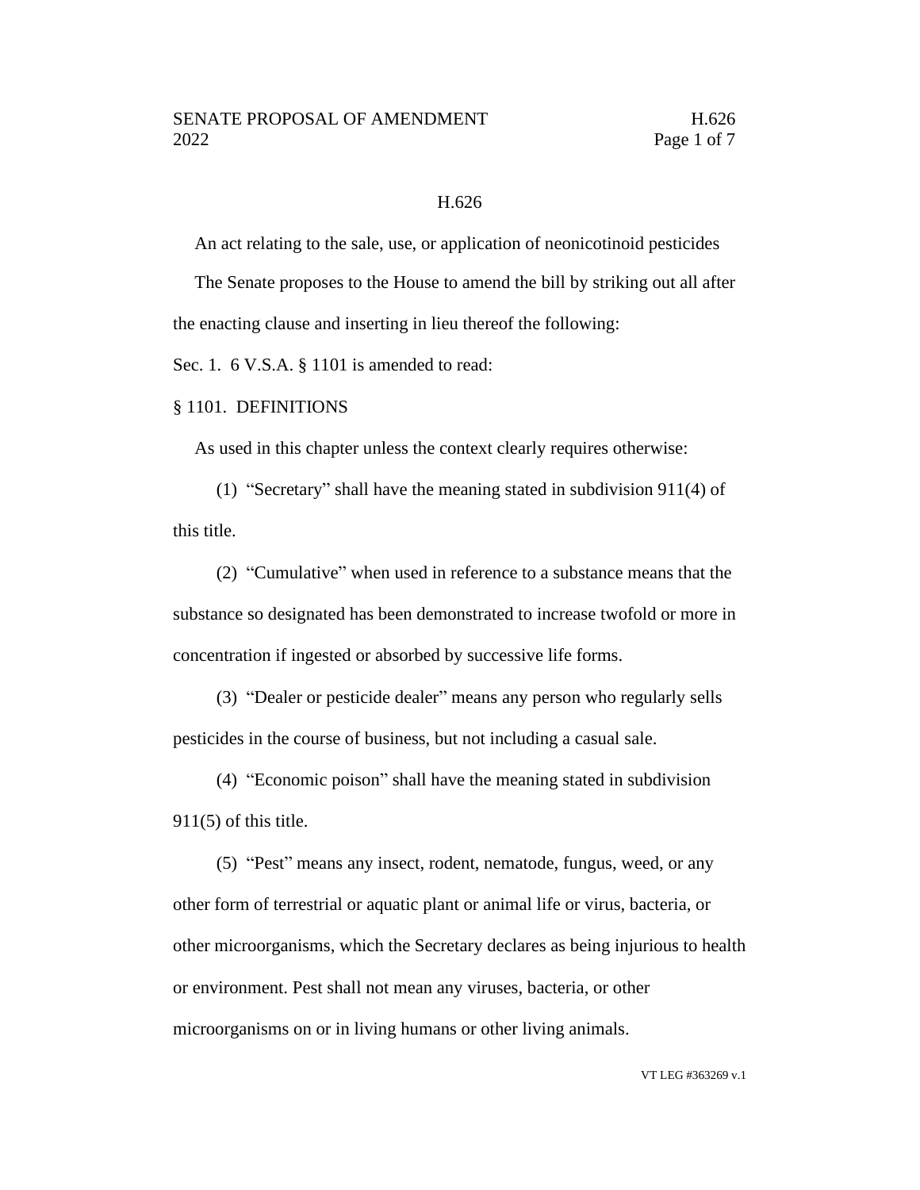# H.626

An act relating to the sale, use, or application of neonicotinoid pesticides

The Senate proposes to the House to amend the bill by striking out all after the enacting clause and inserting in lieu thereof the following:

Sec. 1. 6 V.S.A. § 1101 is amended to read:

§ 1101. DEFINITIONS

As used in this chapter unless the context clearly requires otherwise:

(1) "Secretary" shall have the meaning stated in subdivision 911(4) of this title.

(2) "Cumulative" when used in reference to a substance means that the substance so designated has been demonstrated to increase twofold or more in concentration if ingested or absorbed by successive life forms.

(3) "Dealer or pesticide dealer" means any person who regularly sells pesticides in the course of business, but not including a casual sale.

(4) "Economic poison" shall have the meaning stated in subdivision 911(5) of this title.

(5) "Pest" means any insect, rodent, nematode, fungus, weed, or any other form of terrestrial or aquatic plant or animal life or virus, bacteria, or other microorganisms, which the Secretary declares as being injurious to health or environment. Pest shall not mean any viruses, bacteria, or other microorganisms on or in living humans or other living animals.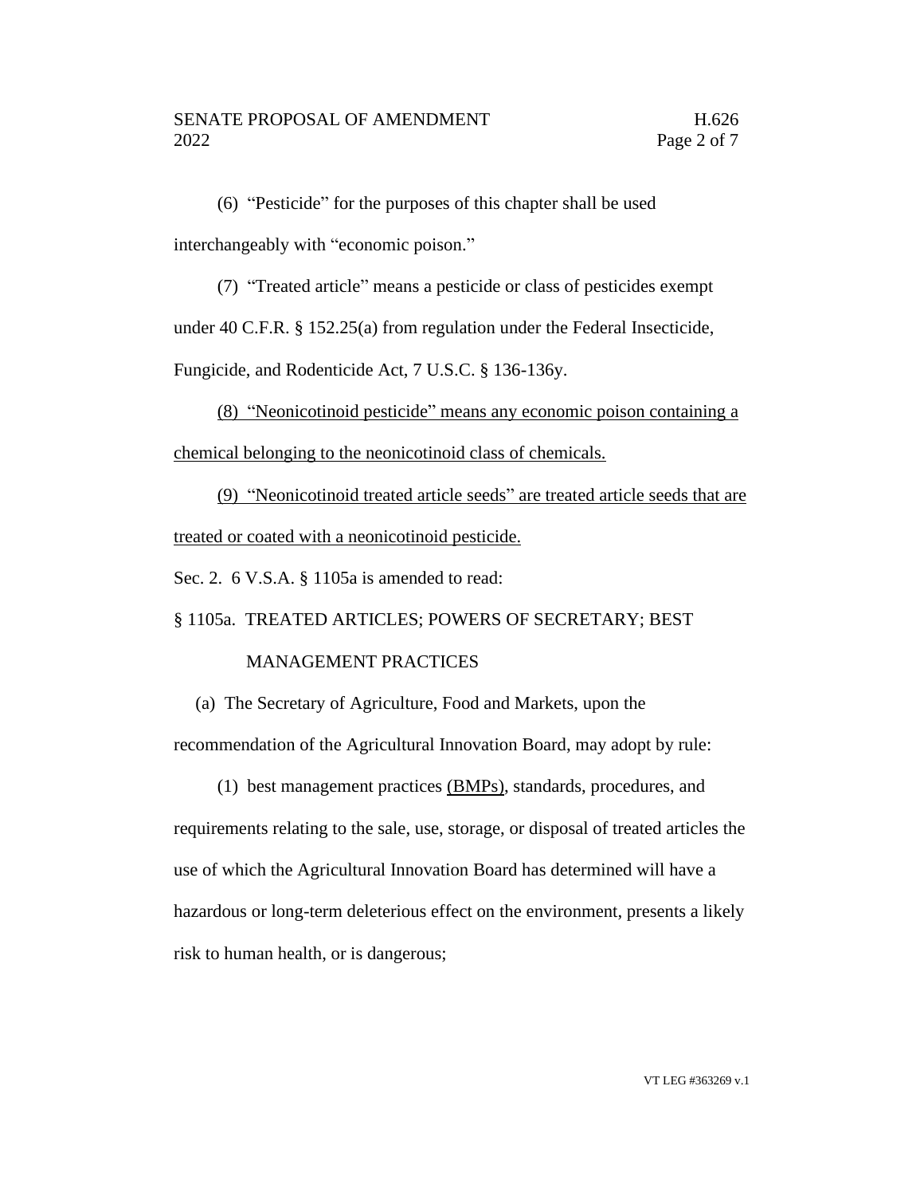(6) "Pesticide" for the purposes of this chapter shall be used interchangeably with "economic poison."

(7) "Treated article" means a pesticide or class of pesticides exempt under 40 C.F.R. § 152.25(a) from regulation under the Federal Insecticide, Fungicide, and Rodenticide Act, 7 U.S.C. § 136-136y.

<u>(8) "Neonicotinoid pesticide" means any economic poison containing a chemical belonging to the neonicotinoid class of chemicals.</u>

<u>(9) "Neonicotinoid treated article seeds" are treated article seeds that are treated or coated with a neonicotinoid pesticide.</u>

Sec. 2. 6 V.S.A. § 1105a is amended to read:

§ 1105a. TREATED ARTICLES; POWERS OF SECRETARY; BEST MANAGEMENT PRACTICES

(a) The Secretary of Agriculture, Food and Markets, upon the recommendation of the Agricultural Innovation Board, may adopt by rule:

(1) best management practices <u>(BMPs)</u>, standards, procedures, and requirements relating to the sale, use, storage, or disposal of treated articles the use of which the Agricultural Innovation Board has determined will have a hazardous or long-term deleterious effect on the environment, presents a likely risk to human health, or is dangerous;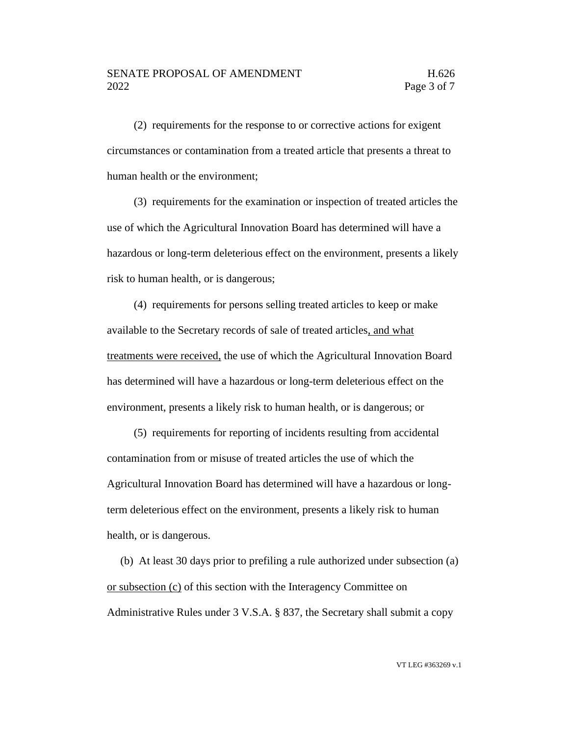(2) requirements for the response to or corrective actions for exigent circumstances or contamination from a treated article that presents a threat to human health or the environment;

(3) requirements for the examination or inspection of treated articles the use of which the Agricultural Innovation Board has determined will have a hazardous or long-term deleterious effect on the environment, presents a likely risk to human health, or is dangerous;

(4) requirements for persons selling treated articles to keep or make available to the Secretary records of sale of treated articles<u>, and what treatments were received,</u> the use of which the Agricultural Innovation Board has determined will have a hazardous or long-term deleterious effect on the environment, presents a likely risk to human health, or is dangerous; or

(5) requirements for reporting of incidents resulting from accidental contamination from or misuse of treated articles the use of which the Agricultural Innovation Board has determined will have a hazardous or long-term deleterious effect on the environment, presents a likely risk to human health, or is dangerous.

(b) At least 30 days prior to prefiling a rule authorized under subsection (a) <u>or subsection (c)</u> of this section with the Interagency Committee on Administrative Rules under 3 V.S.A. § 837, the Secretary shall submit a copy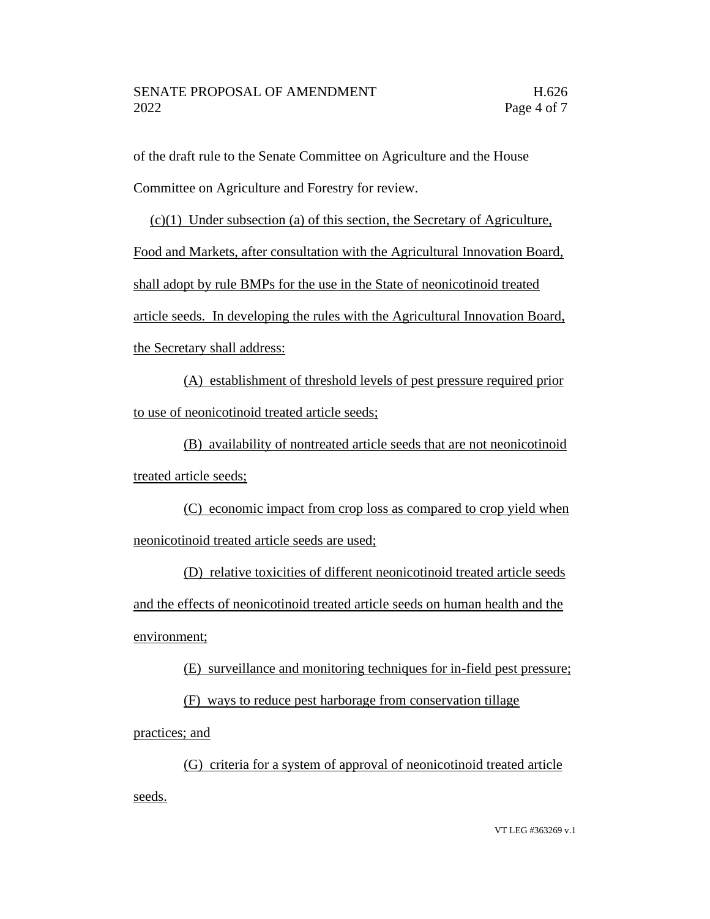of the draft rule to the Senate Committee on Agriculture and the House Committee on Agriculture and Forestry for review.

(c)(1) Under subsection (a) of this section, the Secretary of Agriculture, Food and Markets, after consultation with the Agricultural Innovation Board, shall adopt by rule BMPs for the use in the State of neonicotinoid treated article seeds. In developing the rules with the Agricultural Innovation Board, the Secretary shall address:

(A) establishment of threshold levels of pest pressure required prior to use of neonicotinoid treated article seeds;

(B) availability of nontreated article seeds that are not neonicotinoid treated article seeds;

(C) economic impact from crop loss as compared to crop yield when neonicotinoid treated article seeds are used;

(D) relative toxicities of different neonicotinoid treated article seeds and the effects of neonicotinoid treated article seeds on human health and the environment;

(E) surveillance and monitoring techniques for in-field pest pressure;

(F) ways to reduce pest harborage from conservation tillage practices; and

(G) criteria for a system of approval of neonicotinoid treated article seeds.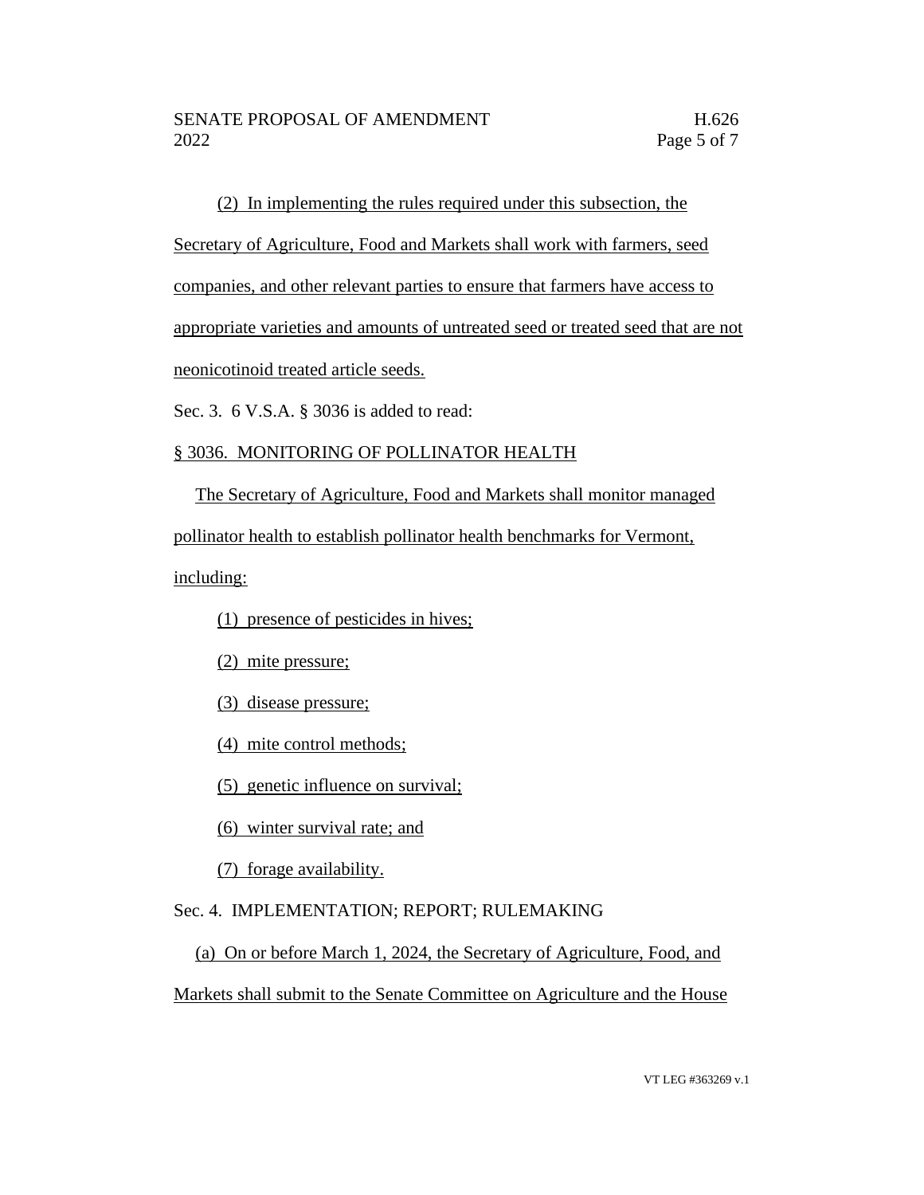(2) In implementing the rules required under this subsection, the Secretary of Agriculture, Food and Markets shall work with farmers, seed companies, and other relevant parties to ensure that farmers have access to appropriate varieties and amounts of untreated seed or treated seed that are not neonicotinoid treated article seeds.

Sec. 3. 6 V.S.A. § 3036 is added to read:

§ 3036. MONITORING OF POLLINATOR HEALTH

The Secretary of Agriculture, Food and Markets shall monitor managed pollinator health to establish pollinator health benchmarks for Vermont, including:

(1) presence of pesticides in hives;

(2) mite pressure;

(3) disease pressure;

(4) mite control methods;

(5) genetic influence on survival;

(6) winter survival rate; and

(7) forage availability.

Sec. 4. IMPLEMENTATION; REPORT; RULEMAKING

(a) On or before March 1, 2024, the Secretary of Agriculture, Food, and Markets shall submit to the Senate Committee on Agriculture and the House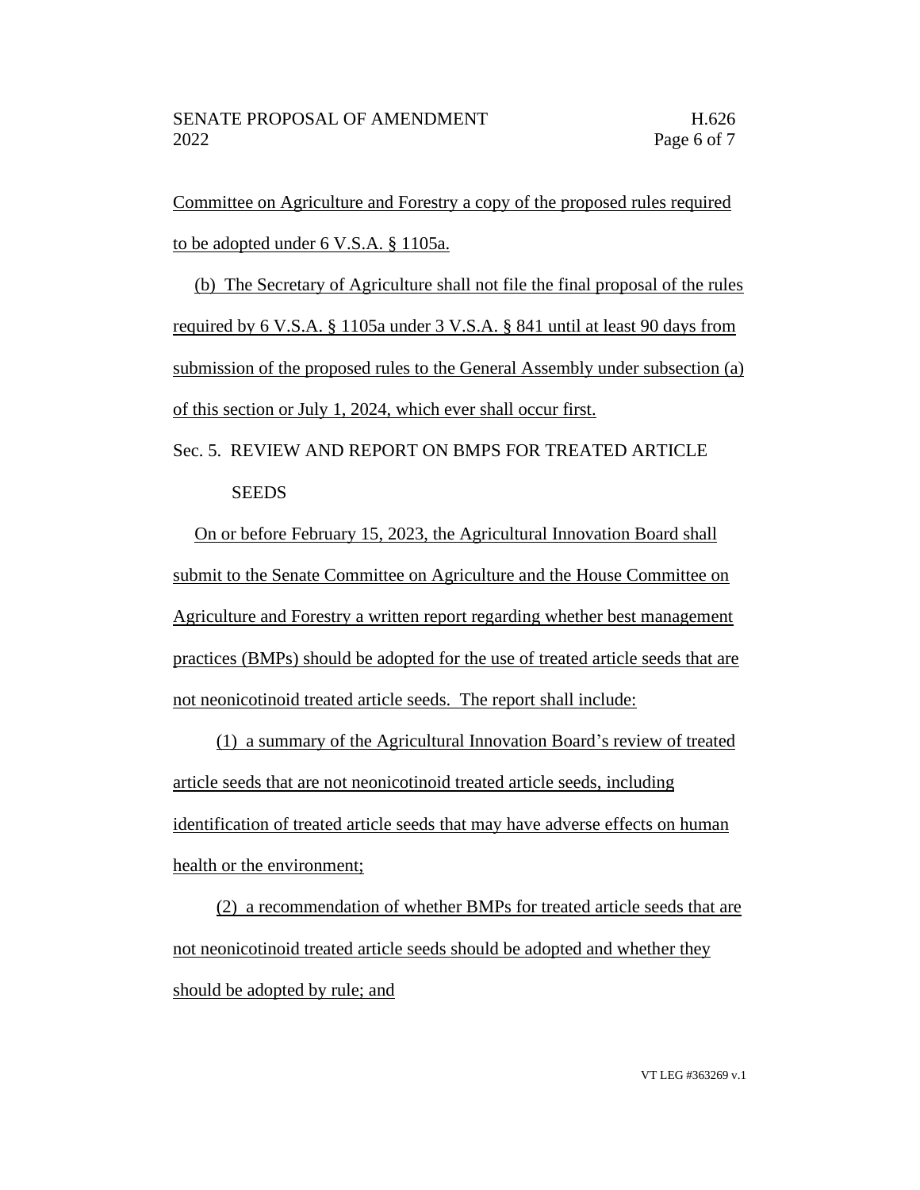Committee on Agriculture and Forestry a copy of the proposed rules required to be adopted under 6 V.S.A. § 1105a.

(b) The Secretary of Agriculture shall not file the final proposal of the rules required by 6 V.S.A. § 1105a under 3 V.S.A. § 841 until at least 90 days from submission of the proposed rules to the General Assembly under subsection (a) of this section or July 1, 2024, which ever shall occur first.

Sec. 5. REVIEW AND REPORT ON BMPS FOR TREATED ARTICLE SEEDS

On or before February 15, 2023, the Agricultural Innovation Board shall submit to the Senate Committee on Agriculture and the House Committee on Agriculture and Forestry a written report regarding whether best management practices (BMPs) should be adopted for the use of treated article seeds that are not neonicotinoid treated article seeds. The report shall include:

(1) a summary of the Agricultural Innovation Board's review of treated article seeds that are not neonicotinoid treated article seeds, including identification of treated article seeds that may have adverse effects on human health or the environment;

(2) a recommendation of whether BMPs for treated article seeds that are not neonicotinoid treated article seeds should be adopted and whether they should be adopted by rule; and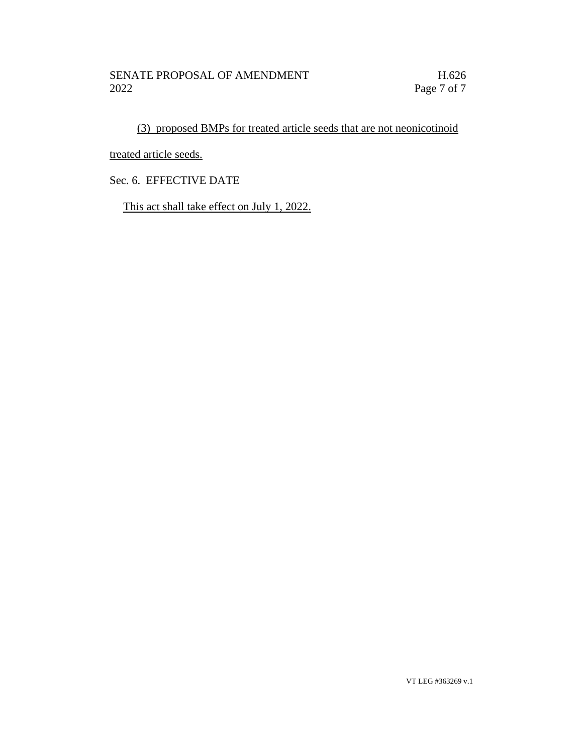(3) proposed BMPs for treated article seeds that are not neonicotinoid treated article seeds.

Sec. 6. EFFECTIVE DATE

This act shall take effect on July 1, 2022.